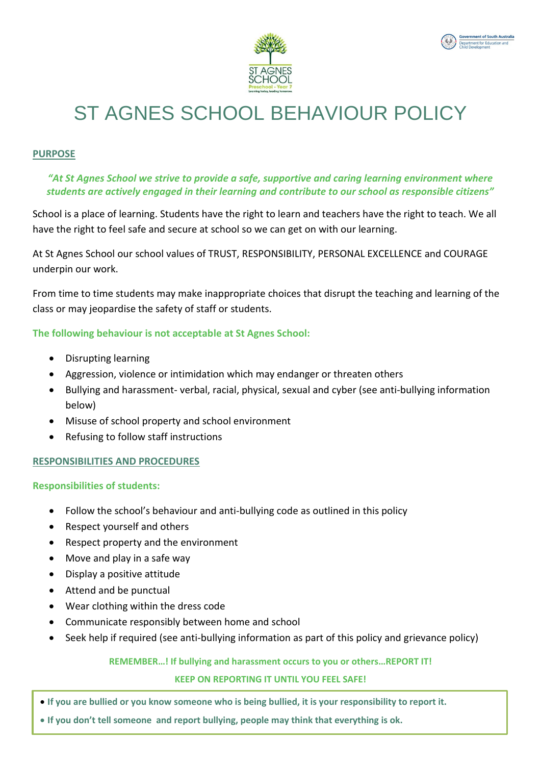# ST AGNES SCHOOL BEHAVIOUR POLICY

## PURPOSE

***"At St Agnes School we strive to provide a safe, supportive and caring learning environment where students are actively engaged in their learning and contribute to our school as responsible citizens"***

School is a place of learning. Students have the right to learn and teachers have the right to teach. We all have the right to feel safe and secure at school so we can get on with our learning.

At St Agnes School our school values of TRUST, RESPONSIBILITY, PERSONAL EXCELLENCE and COURAGE underpin our work.

From time to time students may make inappropriate choices that disrupt the teaching and learning of the class or may jeopardise the safety of staff or students.

**The following behaviour is not acceptable at St Agnes School:**

- Disrupting learning
- Aggression, violence or intimidation which may endanger or threaten others
- Bullying and harassment- verbal, racial, physical, sexual and cyber (see anti-bullying information below)
- Misuse of school property and school environment
- Refusing to follow staff instructions

## RESPONSIBILITIES AND PROCEDURES

**Responsibilities of students:**

- Follow the school's behaviour and anti-bullying code as outlined in this policy
- Respect yourself and others
- Respect property and the environment
- Move and play in a safe way
- Display a positive attitude
- Attend and be punctual
- Wear clothing within the dress code
- Communicate responsibly between home and school
- Seek help if required (see anti-bullying information as part of this policy and grievance policy)

**REMEMBER…! If bullying and harassment occurs to you or others…REPORT IT!**

**KEEP ON REPORTING IT UNTIL YOU FEEL SAFE!**

- **If you are bullied or you know someone who is being bullied, it is your responsibility to report it.**
- **If you don't tell someone and report bullying, people may think that everything is ok.**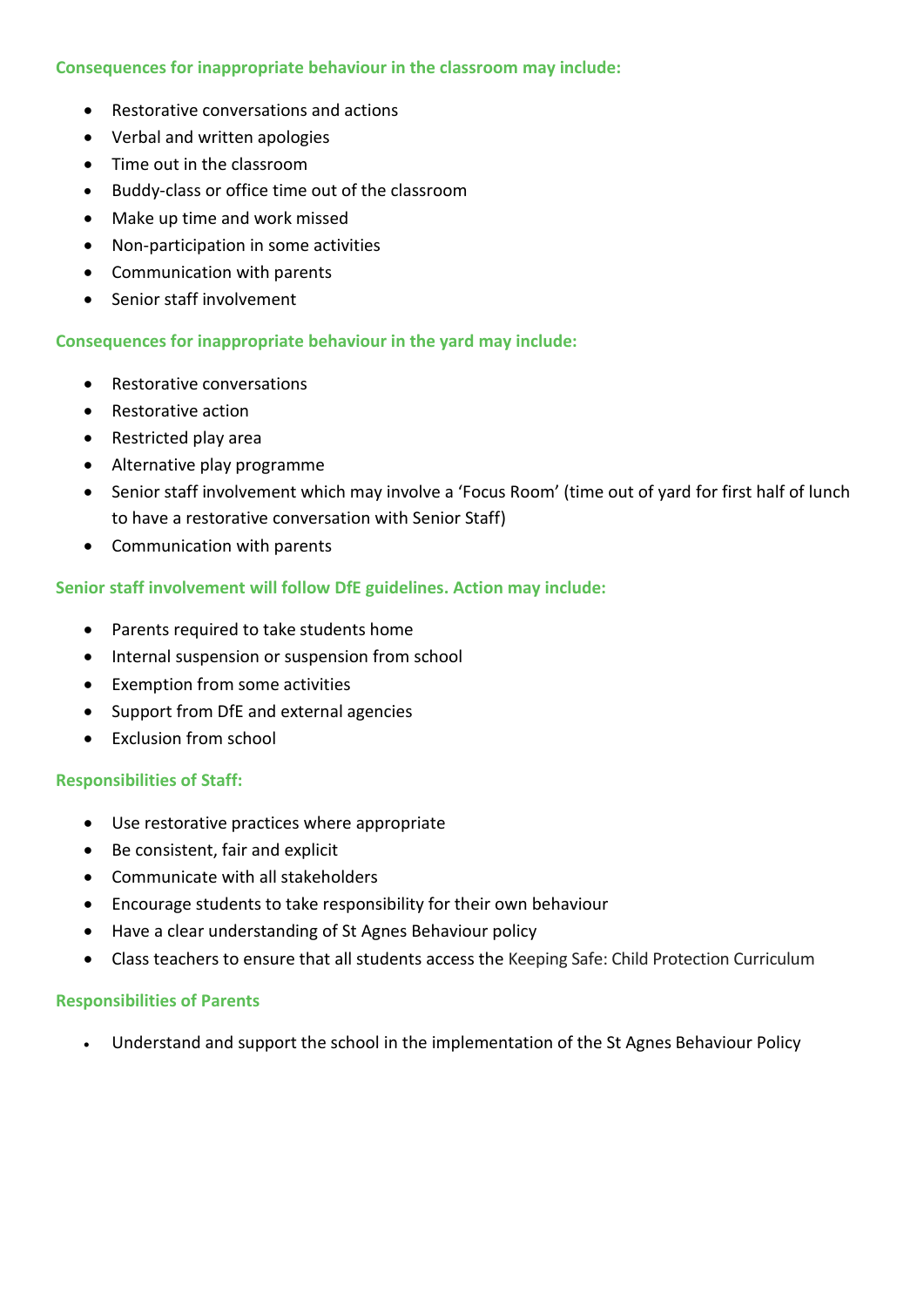### Consequences for inappropriate behaviour in the classroom may include:

- Restorative conversations and actions
- Verbal and written apologies
- Time out in the classroom
- Buddy-class or office time out of the classroom
- Make up time and work missed
- Non-participation in some activities
- Communication with parents
- Senior staff involvement

### Consequences for inappropriate behaviour in the yard may include:

- Restorative conversations
- Restorative action
- Restricted play area
- Alternative play programme
- Senior staff involvement which may involve a 'Focus Room' (time out of yard for first half of lunch to have a restorative conversation with Senior Staff)
- Communication with parents

### Senior staff involvement will follow DfE guidelines. Action may include:

- Parents required to take students home
- Internal suspension or suspension from school
- Exemption from some activities
- Support from DfE and external agencies
- Exclusion from school

### Responsibilities of Staff:

- Use restorative practices where appropriate
- Be consistent, fair and explicit
- Communicate with all stakeholders
- Encourage students to take responsibility for their own behaviour
- Have a clear understanding of St Agnes Behaviour policy
- Class teachers to ensure that all students access the Keeping Safe: Child Protection Curriculum

### Responsibilities of Parents

- Understand and support the school in the implementation of the St Agnes Behaviour Policy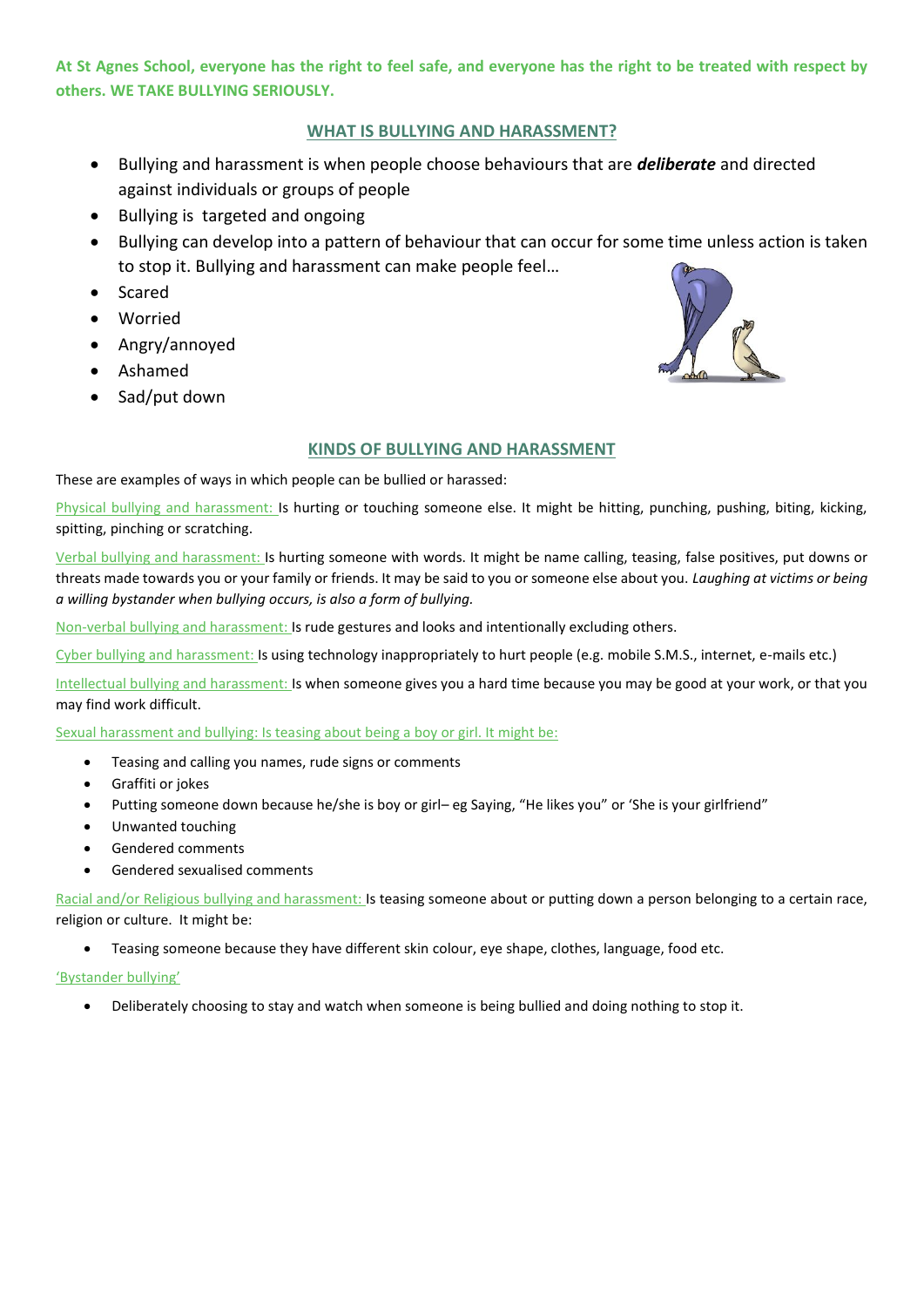**At St Agnes School, everyone has the right to feel safe, and everyone has the right to be treated with respect by others. WE TAKE BULLYING SERIOUSLY.**

## WHAT IS BULLYING AND HARASSMENT?

- Bullying and harassment is when people choose behaviours that are ***deliberate*** and directed against individuals or groups of people
- Bullying is targeted and ongoing
- Bullying can develop into a pattern of behaviour that can occur for some time unless action is taken to stop it. Bullying and harassment can make people feel…
- Scared
- Worried
- Angry/annoyed
- Ashamed
- Sad/put down

## KINDS OF BULLYING AND HARASSMENT

These are examples of ways in which people can be bullied or harassed:

Physical bullying and harassment: Is hurting or touching someone else. It might be hitting, punching, pushing, biting, kicking, spitting, pinching or scratching.

Verbal bullying and harassment: Is hurting someone with words. It might be name calling, teasing, false positives, put downs or threats made towards you or your family or friends. It may be said to you or someone else about you. *Laughing at victims or being a willing bystander when bullying occurs, is also a form of bullying.*

Non-verbal bullying and harassment: Is rude gestures and looks and intentionally excluding others.

Cyber bullying and harassment: Is using technology inappropriately to hurt people (e.g. mobile S.M.S., internet, e-mails etc.)

Intellectual bullying and harassment: Is when someone gives you a hard time because you may be good at your work, or that you may find work difficult.

Sexual harassment and bullying: Is teasing about being a boy or girl. It might be:

- Teasing and calling you names, rude signs or comments
- Graffiti or jokes
- Putting someone down because he/she is boy or girl– eg Saying, "He likes you" or 'She is your girlfriend"
- Unwanted touching
- Gendered comments
- Gendered sexualised comments

Racial and/or Religious bullying and harassment: Is teasing someone about or putting down a person belonging to a certain race, religion or culture. It might be:

- Teasing someone because they have different skin colour, eye shape, clothes, language, food etc.

'Bystander bullying'

- Deliberately choosing to stay and watch when someone is being bullied and doing nothing to stop it.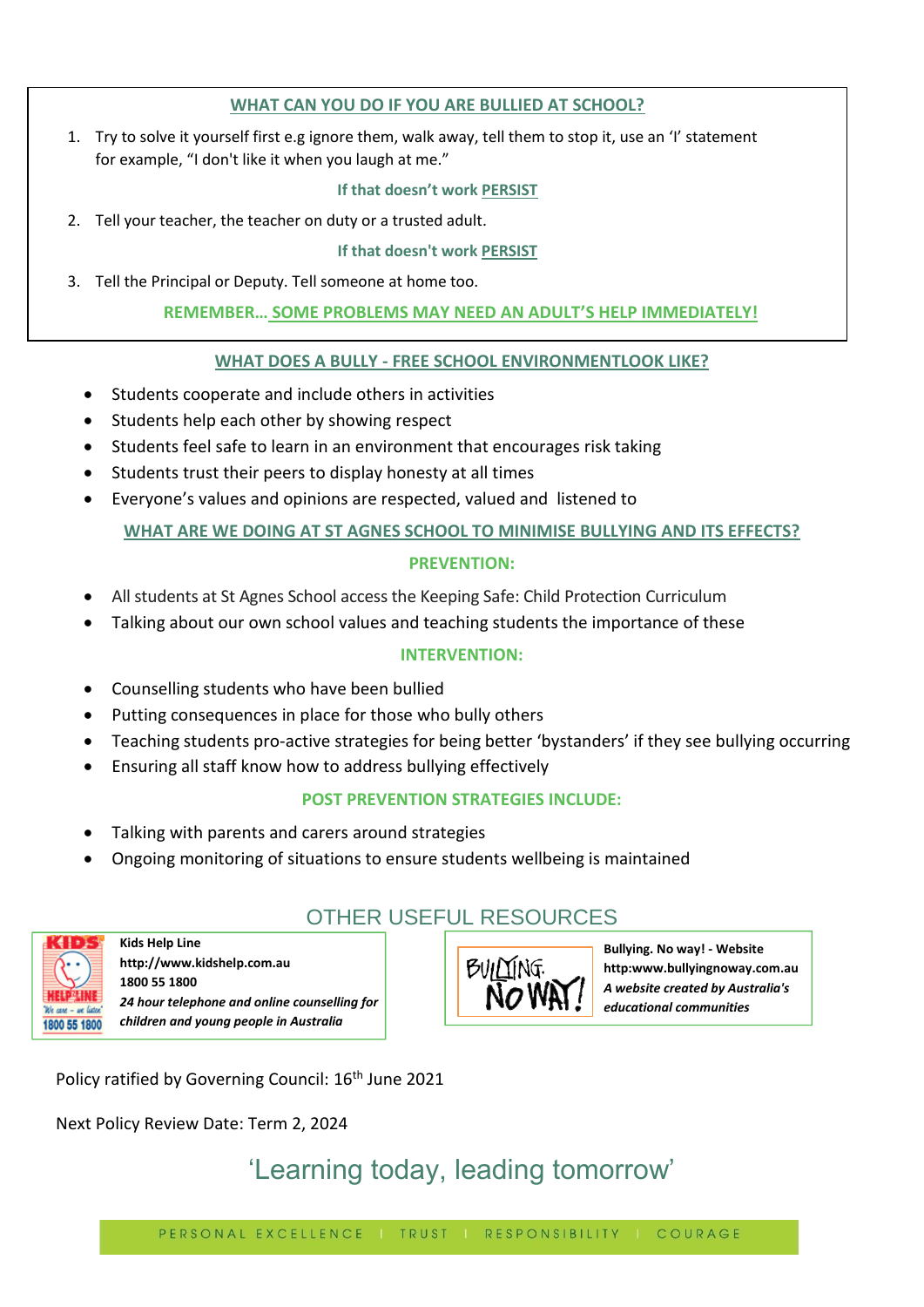## WHAT CAN YOU DO IF YOU ARE BULLIED AT SCHOOL?

1. Try to solve it yourself first e.g ignore them, walk away, tell them to stop it, use an 'I' statement for example, "I don't like it when you laugh at me."

**If that doesn't work PERSIST**

2. Tell your teacher, the teacher on duty or a trusted adult.

**If that doesn't work PERSIST**

3. Tell the Principal or Deputy. Tell someone at home too.

**REMEMBER… SOME PROBLEMS MAY NEED AN ADULT'S HELP IMMEDIATELY!**

## WHAT DOES A BULLY - FREE SCHOOL ENVIRONMENTLOOK LIKE?

- Students cooperate and include others in activities
- Students help each other by showing respect
- Students feel safe to learn in an environment that encourages risk taking
- Students trust their peers to display honesty at all times
- Everyone's values and opinions are respected, valued and listened to

## WHAT ARE WE DOING AT ST AGNES SCHOOL TO MINIMISE BULLYING AND ITS EFFECTS?

### PREVENTION:

- All students at St Agnes School access the Keeping Safe: Child Protection Curriculum
- Talking about our own school values and teaching students the importance of these

### INTERVENTION:

- Counselling students who have been bullied
- Putting consequences in place for those who bully others
- Teaching students pro-active strategies for being better 'bystanders' if they see bullying occurring
- Ensuring all staff know how to address bullying effectively

### POST PREVENTION STRATEGIES INCLUDE:

- Talking with parents and carers around strategies
- Ongoing monitoring of situations to ensure students wellbeing is maintained

## OTHER USEFUL RESOURCES

**Kids Help Line**
**http://www.kidshelp.com.au**
**1800 55 1800**
***24 hour telephone and online counselling for children and young people in Australia***

**Bullying. No way! - Website**
**http:www.bullyingnoway.com.au**
***A website created by Australia's educational communities***

Policy ratified by Governing Council: 16th June 2021

Next Policy Review Date: Term 2, 2024

'Learning today, leading tomorrow'

PERSONAL EXCELLENCE | TRUST | RESPONSIBILITY | COURAGE